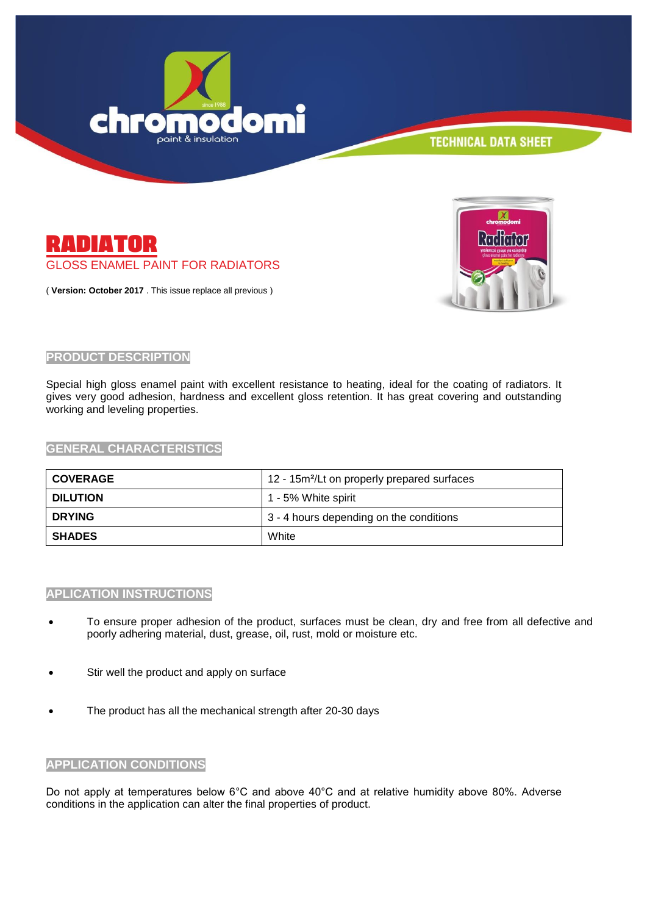# RADIATOR

## GLOSS ENAMEL PAINT FOR RADIATORS

( **Version: October 2017** . This issue replace all previous )

## PRODUCT DESCRIPTION

Special high gloss enamel paint with excellent resistance to heating, ideal for the coating of radiators. It gives very good adhesion, hardness and excellent gloss retention. It has great covering and outstanding working and leveling properties.

## GENERAL CHARACTERISTICS

| | |
|---|---|
| **COVERAGE** | 12 - 15m²/Lt on properly prepared surfaces |
| **DILUTION** | 1 - 5% White spirit |
| **DRYING** | 3 - 4 hours depending on the conditions |
| **SHADES** | White |

## APLICATION INSTRUCTIONS

- To ensure proper adhesion of the product, surfaces must be clean, dry and free from all defective and poorly adhering material, dust, grease, oil, rust, mold or moisture etc.
- Stir well the product and apply on surface
- The product has all the mechanical strength after 20-30 days

## APPLICATION CONDITIONS

Do not apply at temperatures below 6°C and above 40°C and at relative humidity above 80%. Adverse conditions in the application can alter the final properties of product.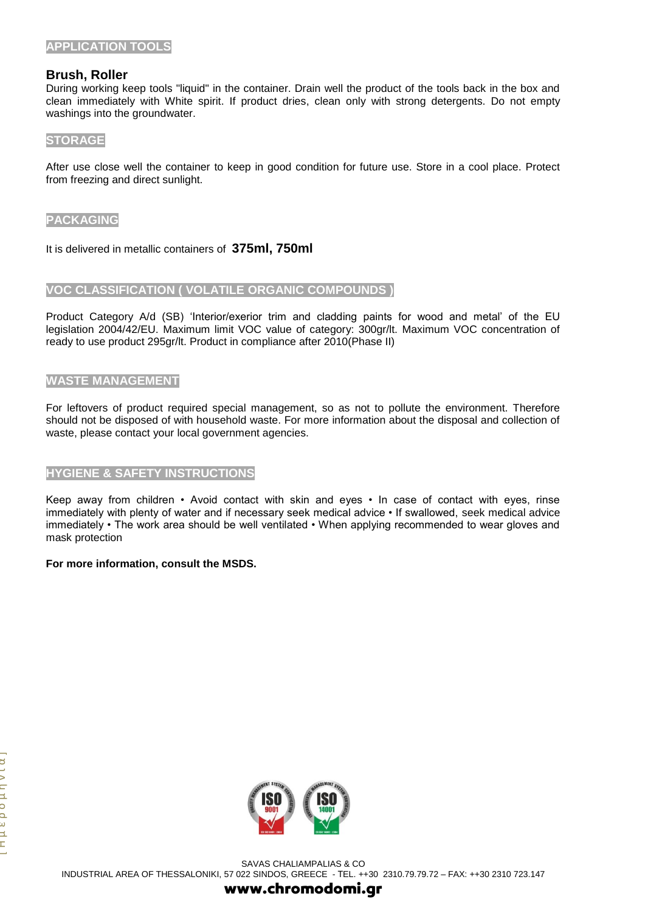## APPLICATION TOOLS

### Brush, Roller

During working keep tools "liquid" in the container. Drain well the product of the tools back in the box and clean immediately with White spirit. If product dries, clean only with strong detergents. Do not empty washings into the groundwater.

## STORAGE

After use close well the container to keep in good condition for future use. Store in a cool place. Protect from freezing and direct sunlight.

## PACKAGING

It is delivered in metallic containers of **375ml, 750ml**

## VOC CLASSIFICATION ( VOLATILE ORGANIC COMPOUNDS )

Product Category A/d (SB) 'Interior/exerior trim and cladding paints for wood and metal' of the EU legislation 2004/42/EU. Maximum limit VOC value of category: 300gr/lt. Maximum VOC concentration of ready to use product 295gr/lt. Product in compliance after 2010(Phase II)

## WASTE MANAGEMENT

For leftovers of product required special management, so as not to pollute the environment. Therefore should not be disposed of with household waste. For more information about the disposal and collection of waste, please contact your local government agencies.

## HYGIENE & SAFETY INSTRUCTIONS

Keep away from children • Avoid contact with skin and eyes • In case of contact with eyes, rinse immediately with plenty of water and if necessary seek medical advice • If swallowed, seek medical advice immediately • The work area should be well ventilated • When applying recommended to wear gloves and mask protection

**For more information, consult the MSDS.**

SAVAS CHALIAMPALIAS & CO
INDUSTRIAL AREA OF THESSALONIKI, 57 022 SINDOS, GREECE - TEL. ++30 2310.79.79.72 – FAX: ++30 2310 723.147
**www.chromodomi.gr**